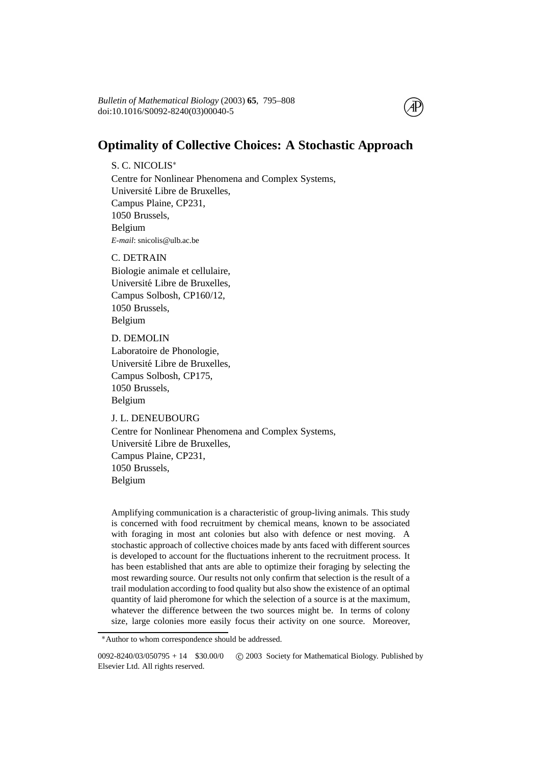# Optimality of Collective Choices: A Stochastic Approach

S. C. NICOLIS*
Centre for Nonlinear Phenomena and Complex Systems,
Université Libre de Bruxelles,
Campus Plaine, CP231,
1050 Brussels,
Belgium
*E-mail*: snicolis@ulb.ac.be

C. DETRAIN
Biologie animale et cellulaire,
Université Libre de Bruxelles,
Campus Solbosh, CP160/12,
1050 Brussels,
Belgium

D. DEMOLIN
Laboratoire de Phonologie,
Université Libre de Bruxelles,
Campus Solbosh, CP175,
1050 Brussels,
Belgium

J. L. DENEUBOURG
Centre for Nonlinear Phenomena and Complex Systems,
Université Libre de Bruxelles,
Campus Plaine, CP231,
1050 Brussels,
Belgium

Amplifying communication is a characteristic of group-living animals. This study is concerned with food recruitment by chemical means, known to be associated with foraging in most ant colonies but also with defence or nest moving. A stochastic approach of collective choices made by ants faced with different sources is developed to account for the fluctuations inherent to the recruitment process. It has been established that ants are able to optimize their foraging by selecting the most rewarding source. Our results not only confirm that selection is the result of a trail modulation according to food quality but also show the existence of an optimal quantity of laid pheromone for which the selection of a source is at the maximum, whatever the difference between the two sources might be. In terms of colony size, large colonies more easily focus their activity on one source. Moreover,

*Author to whom correspondence should be addressed.

0092-8240/03/050795 + 14 $30.00/0 © 2003 Society for Mathematical Biology. Published by Elsevier Ltd. All rights reserved.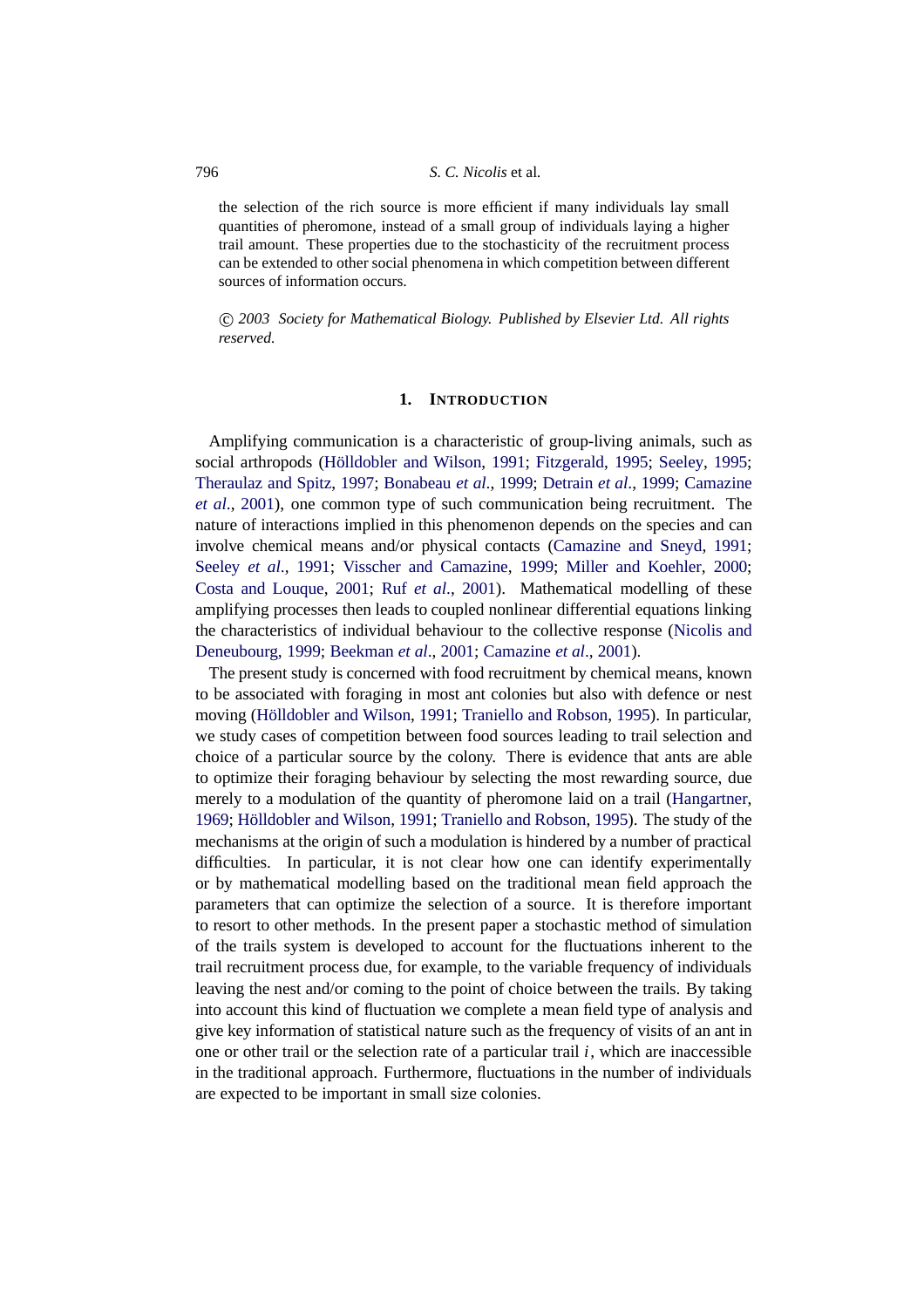the selection of the rich source is more efficient if many individuals lay small quantities of pheromone, instead of a small group of individuals laying a higher trail amount. These properties due to the stochasticity of the recruitment process can be extended to other social phenomena in which competition between different sources of information occurs.

*© 2003 Society for Mathematical Biology. Published by Elsevier Ltd. All rights reserved.*

## 1. INTRODUCTION

Amplifying communication is a characteristic of group-living animals, such as social arthropods (Hölldobler and Wilson, 1991; Fitzgerald, 1995; Seeley, 1995; Theraulaz and Spitz, 1997; Bonabeau *et al.*, 1999; Detrain *et al.*, 1999; Camazine *et al.*, 2001), one common type of such communication being recruitment. The nature of interactions implied in this phenomenon depends on the species and can involve chemical means and/or physical contacts (Camazine and Sneyd, 1991; Seeley *et al.*, 1991; Visscher and Camazine, 1999; Miller and Koehler, 2000; Costa and Louque, 2001; Ruf *et al.*, 2001). Mathematical modelling of these amplifying processes then leads to coupled nonlinear differential equations linking the characteristics of individual behaviour to the collective response (Nicolis and Deneubourg, 1999; Beekman *et al.*, 2001; Camazine *et al.*, 2001).

The present study is concerned with food recruitment by chemical means, known to be associated with foraging in most ant colonies but also with defence or nest moving (Hölldobler and Wilson, 1991; Traniello and Robson, 1995). In particular, we study cases of competition between food sources leading to trail selection and choice of a particular source by the colony. There is evidence that ants are able to optimize their foraging behaviour by selecting the most rewarding source, due merely to a modulation of the quantity of pheromone laid on a trail (Hangartner, 1969; Hölldobler and Wilson, 1991; Traniello and Robson, 1995). The study of the mechanisms at the origin of such a modulation is hindered by a number of practical difficulties. In particular, it is not clear how one can identify experimentally or by mathematical modelling based on the traditional mean field approach the parameters that can optimize the selection of a source. It is therefore important to resort to other methods. In the present paper a stochastic method of simulation of the trails system is developed to account for the fluctuations inherent to the trail recruitment process due, for example, to the variable frequency of individuals leaving the nest and/or coming to the point of choice between the trails. By taking into account this kind of fluctuation we complete a mean field type of analysis and give key information of statistical nature such as the frequency of visits of an ant in one or other trail or the selection rate of a particular trail $i$, which are inaccessible in the traditional approach. Furthermore, fluctuations in the number of individuals are expected to be important in small size colonies.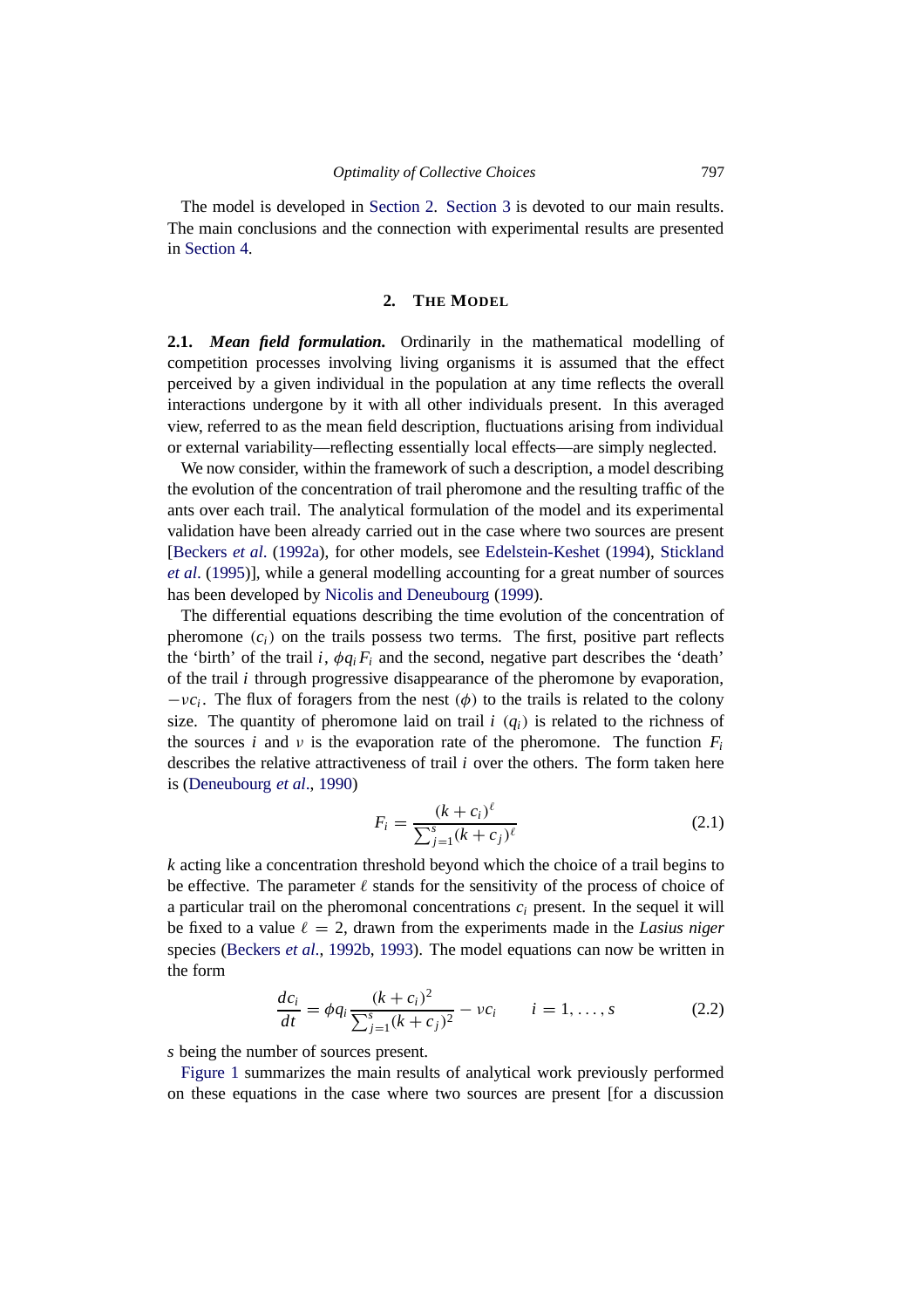The model is developed in Section 2. Section 3 is devoted to our main results. The main conclusions and the connection with experimental results are presented in Section 4.

## 2. THE MODEL

**2.1.** ***Mean field formulation.*** Ordinarily in the mathematical modelling of competition processes involving living organisms it is assumed that the effect perceived by a given individual in the population at any time reflects the overall interactions undergone by it with all other individuals present. In this averaged view, referred to as the mean field description, fluctuations arising from individual or external variability—reflecting essentially local effects—are simply neglected.

We now consider, within the framework of such a description, a model describing the evolution of the concentration of trail pheromone and the resulting traffic of the ants over each trail. The analytical formulation of the model and its experimental validation have been already carried out in the case where two sources are present [Beckers *et al*. (1992a), for other models, see Edelstein-Keshet (1994), Stickland *et al*. (1995)], while a general modelling accounting for a great number of sources has been developed by Nicolis and Deneubourg (1999).

The differential equations describing the time evolution of the concentration of pheromone $(c_i)$ on the trails possess two terms. The first, positive part reflects the 'birth' of the trail $i$, $\phi q_i F_i$ and the second, negative part describes the 'death' of the trail $i$ through progressive disappearance of the pheromone by evaporation, $-\nu c_i$. The flux of foragers from the nest $(\phi)$ to the trails is related to the colony size. The quantity of pheromone laid on trail $i$ $(q_i)$ is related to the richness of the sources $i$ and $\nu$ is the evaporation rate of the pheromone. The function $F_i$ describes the relative attractiveness of trail $i$ over the others. The form taken here is (Deneubourg *et al*., 1990)

$$F_i = \frac{(k + c_i)^\ell}{\sum_{j=1}^{s}(k + c_j)^\ell} \tag{2.1}$$

$k$ acting like a concentration threshold beyond which the choice of a trail begins to be effective. The parameter $\ell$ stands for the sensitivity of the process of choice of a particular trail on the pheromonal concentrations $c_i$ present. In the sequel it will be fixed to a value $\ell = 2$, drawn from the experiments made in the *Lasius niger* species (Beckers *et al*., 1992b, 1993). The model equations can now be written in the form

$$\frac{dc_i}{dt} = \phi q_i \frac{(k + c_i)^2}{\sum_{j=1}^{s}(k + c_j)^2} - \nu c_i \qquad i = 1, \ldots, s \tag{2.2}$$

$s$ being the number of sources present.

Figure 1 summarizes the main results of analytical work previously performed on these equations in the case where two sources are present [for a discussion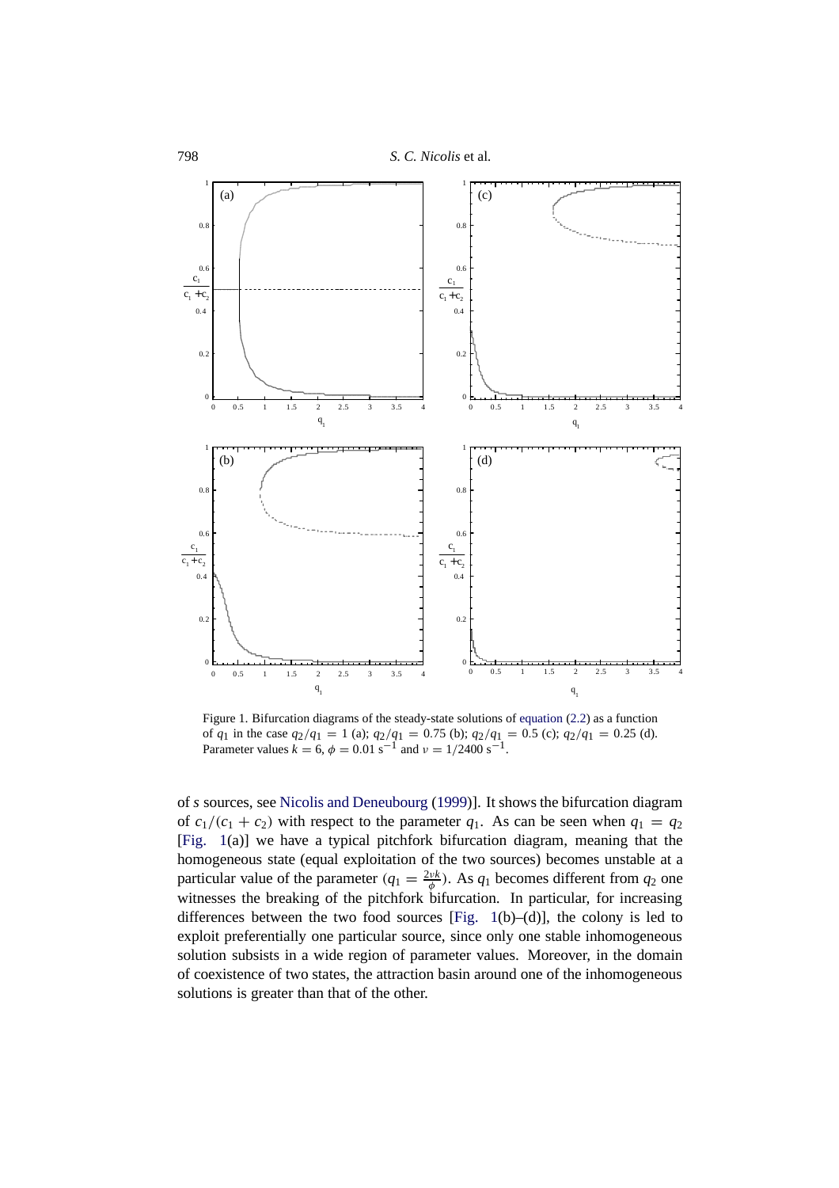Figure 1. Bifurcation diagrams of the steady-state solutions of equation (2.2) as a function of $q_1$ in the case $q_2/q_1 = 1$ (a); $q_2/q_1 = 0.75$ (b); $q_2/q_1 = 0.5$ (c); $q_2/q_1 = 0.25$ (d). Parameter values $k = 6$, $\phi = 0.01\ \mathrm{s}^{-1}$ and $\nu = 1/2400\ \mathrm{s}^{-1}$.

of $s$ sources, see Nicolis and Deneubourg (1999)]. It shows the bifurcation diagram of $c_1/(c_1 + c_2)$ with respect to the parameter $q_1$. As can be seen when $q_1 = q_2$ [Fig. 1(a)] we have a typical pitchfork bifurcation diagram, meaning that the homogeneous state (equal exploitation of the two sources) becomes unstable at a particular value of the parameter ($q_1 = \frac{2\nu k}{\phi}$). As $q_1$ becomes different from $q_2$ one witnesses the breaking of the pitchfork bifurcation. In particular, for increasing differences between the two food sources [Fig. 1(b)–(d)], the colony is led to exploit preferentially one particular source, since only one stable inhomogeneous solution subsists in a wide region of parameter values. Moreover, in the domain of coexistence of two states, the attraction basin around one of the inhomogeneous solutions is greater than that of the other.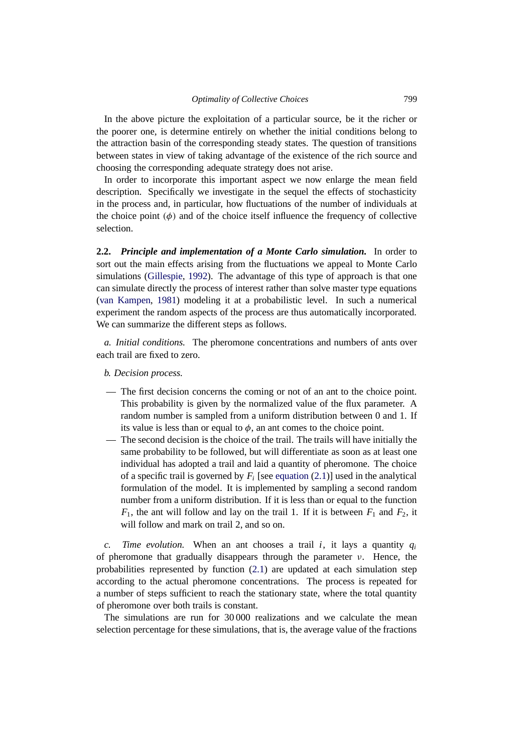In the above picture the exploitation of a particular source, be it the richer or the poorer one, is determine entirely on whether the initial conditions belong to the attraction basin of the corresponding steady states. The question of transitions between states in view of taking advantage of the existence of the rich source and choosing the corresponding adequate strategy does not arise.

In order to incorporate this important aspect we now enlarge the mean field description. Specifically we investigate in the sequel the effects of stochasticity in the process and, in particular, how fluctuations of the number of individuals at the choice point ($\phi$) and of the choice itself influence the frequency of collective selection.

### 2.2. *Principle and implementation of a Monte Carlo simulation.*

In order to sort out the main effects arising from the fluctuations we appeal to Monte Carlo simulations (Gillespie, 1992). The advantage of this type of approach is that one can simulate directly the process of interest rather than solve master type equations (van Kampen, 1981) modeling it at a probabilistic level. In such a numerical experiment the random aspects of the process are thus automatically incorporated. We can summarize the different steps as follows.

*a. Initial conditions.* The pheromone concentrations and numbers of ants over each trail are fixed to zero.

*b. Decision process.*

- The first decision concerns the coming or not of an ant to the choice point. This probability is given by the normalized value of the flux parameter. A random number is sampled from a uniform distribution between 0 and 1. If its value is less than or equal to $\phi$, an ant comes to the choice point.
- The second decision is the choice of the trail. The trails will have initially the same probability to be followed, but will differentiate as soon as at least one individual has adopted a trail and laid a quantity of pheromone. The choice of a specific trail is governed by $F_i$ [see equation (2.1)] used in the analytical formulation of the model. It is implemented by sampling a second random number from a uniform distribution. If it is less than or equal to the function $F_1$, the ant will follow and lay on the trail 1. If it is between $F_1$ and $F_2$, it will follow and mark on trail 2, and so on.

*c. Time evolution.* When an ant chooses a trail $i$, it lays a quantity $q_i$ of pheromone that gradually disappears through the parameter $\nu$. Hence, the probabilities represented by function (2.1) are updated at each simulation step according to the actual pheromone concentrations. The process is repeated for a number of steps sufficient to reach the stationary state, where the total quantity of pheromone over both trails is constant.

The simulations are run for 30 000 realizations and we calculate the mean selection percentage for these simulations, that is, the average value of the fractions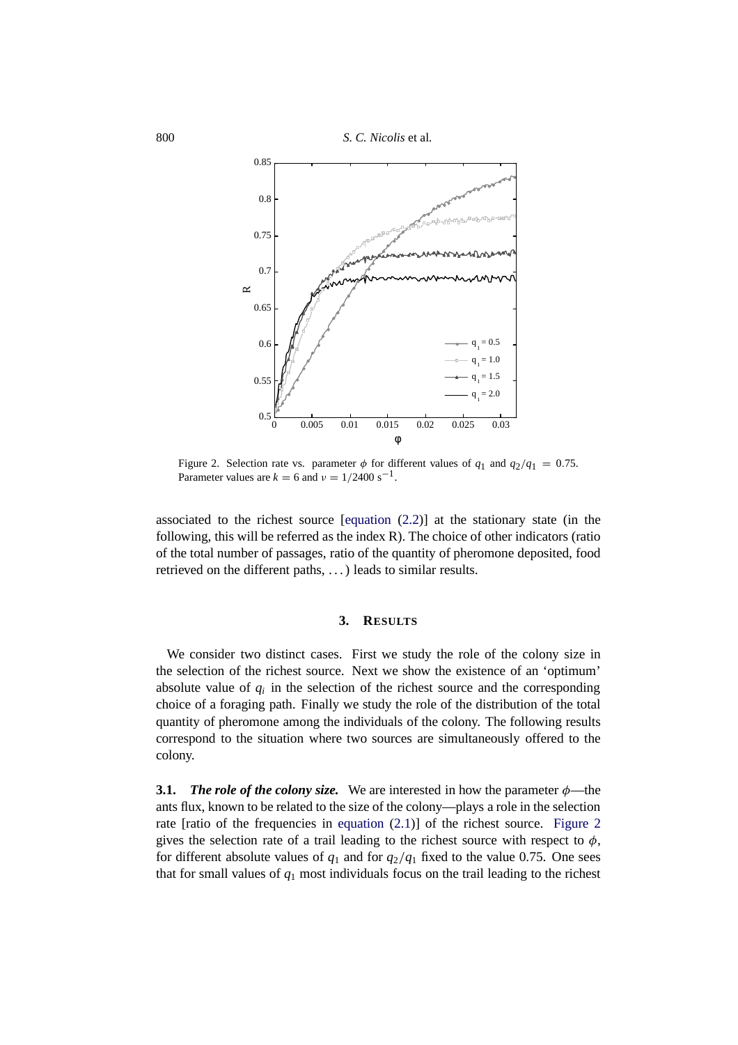Figure 2. Selection rate vs. parameter $\phi$ for different values of $q_1$ and $q_2/q_1 = 0.75$. Parameter values are $k = 6$ and $\nu = 1/2400\ \mathrm{s}^{-1}$.

associated to the richest source [equation (2.2)] at the stationary state (in the following, this will be referred as the index R). The choice of other indicators (ratio of the total number of passages, ratio of the quantity of pheromone deposited, food retrieved on the different paths, ...) leads to similar results.

## 3. RESULTS

We consider two distinct cases. First we study the role of the colony size in the selection of the richest source. Next we show the existence of an 'optimum' absolute value of $q_i$ in the selection of the richest source and the corresponding choice of a foraging path. Finally we study the role of the distribution of the total quantity of pheromone among the individuals of the colony. The following results correspond to the situation where two sources are simultaneously offered to the colony.

**3.1.** ***The role of the colony size.*** We are interested in how the parameter $\phi$—the ants flux, known to be related to the size of the colony—plays a role in the selection rate [ratio of the frequencies in equation (2.1)] of the richest source. Figure 2 gives the selection rate of a trail leading to the richest source with respect to $\phi$, for different absolute values of $q_1$ and for $q_2/q_1$ fixed to the value 0.75. One sees that for small values of $q_1$ most individuals focus on the trail leading to the richest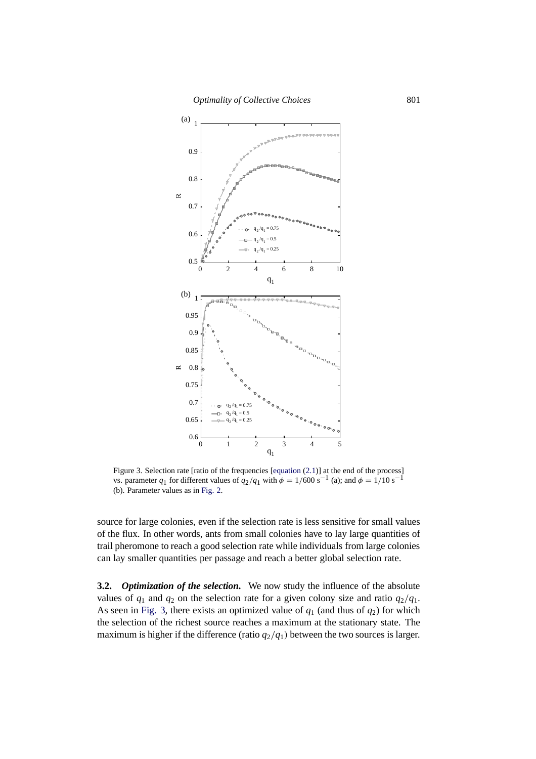Figure 3. Selection rate [ratio of the frequencies [equation (2.1)] at the end of the process] vs. parameter $q_1$ for different values of $q_2/q_1$ with $\phi = 1/600\ \mathrm{s}^{-1}$ (a); and $\phi = 1/10\ \mathrm{s}^{-1}$ (b). Parameter values as in Fig. 2.

source for large colonies, even if the selection rate is less sensitive for small values of the flux. In other words, ants from small colonies have to lay large quantities of trail pheromone to reach a good selection rate while individuals from large colonies can lay smaller quantities per passage and reach a better global selection rate.

**3.2.** ***Optimization of the selection.*** We now study the influence of the absolute values of $q_1$ and $q_2$ on the selection rate for a given colony size and ratio $q_2/q_1$. As seen in Fig. 3, there exists an optimized value of $q_1$ (and thus of $q_2$) for which the selection of the richest source reaches a maximum at the stationary state. The maximum is higher if the difference (ratio $q_2/q_1$) between the two sources is larger.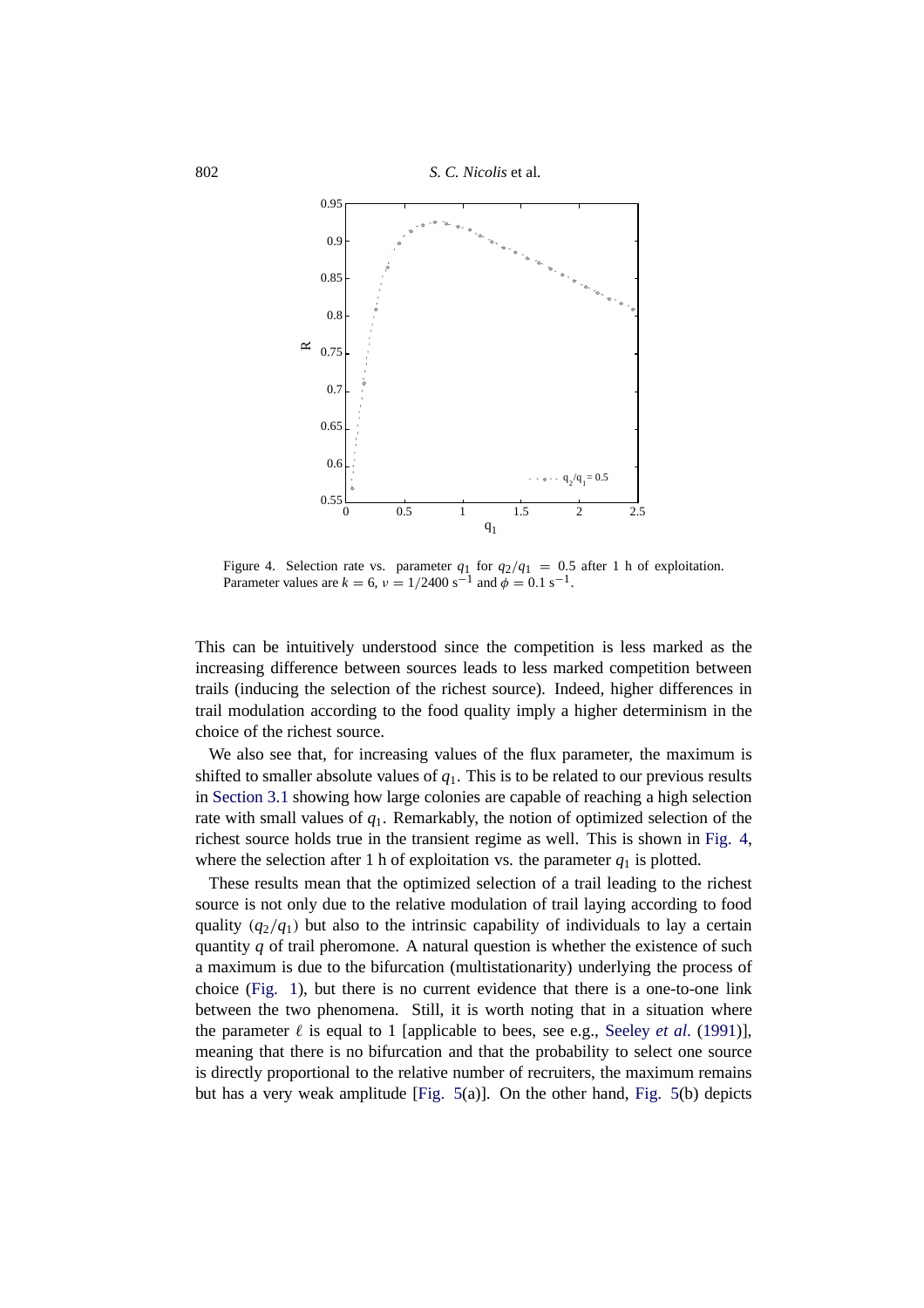Figure 4. Selection rate vs. parameter $q_1$ for $q_2/q_1 = 0.5$ after 1 h of exploitation. Parameter values are $k = 6$, $\nu = 1/2400\ \mathrm{s}^{-1}$ and $\phi = 0.1\ \mathrm{s}^{-1}$.

This can be intuitively understood since the competition is less marked as the increasing difference between sources leads to less marked competition between trails (inducing the selection of the richest source). Indeed, higher differences in trail modulation according to the food quality imply a higher determinism in the choice of the richest source.

We also see that, for increasing values of the flux parameter, the maximum is shifted to smaller absolute values of $q_1$. This is to be related to our previous results in Section 3.1 showing how large colonies are capable of reaching a high selection rate with small values of $q_1$. Remarkably, the notion of optimized selection of the richest source holds true in the transient regime as well. This is shown in Fig. 4, where the selection after 1 h of exploitation vs. the parameter $q_1$ is plotted.

These results mean that the optimized selection of a trail leading to the richest source is not only due to the relative modulation of trail laying according to food quality $(q_2/q_1)$ but also to the intrinsic capability of individuals to lay a certain quantity $q$ of trail pheromone. A natural question is whether the existence of such a maximum is due to the bifurcation (multistationarity) underlying the process of choice (Fig. 1), but there is no current evidence that there is a one-to-one link between the two phenomena. Still, it is worth noting that in a situation where the parameter $\ell$ is equal to 1 [applicable to bees, see e.g., Seeley *et al.* (1991)], meaning that there is no bifurcation and that the probability to select one source is directly proportional to the relative number of recruiters, the maximum remains but has a very weak amplitude [Fig. 5(a)]. On the other hand, Fig. 5(b) depicts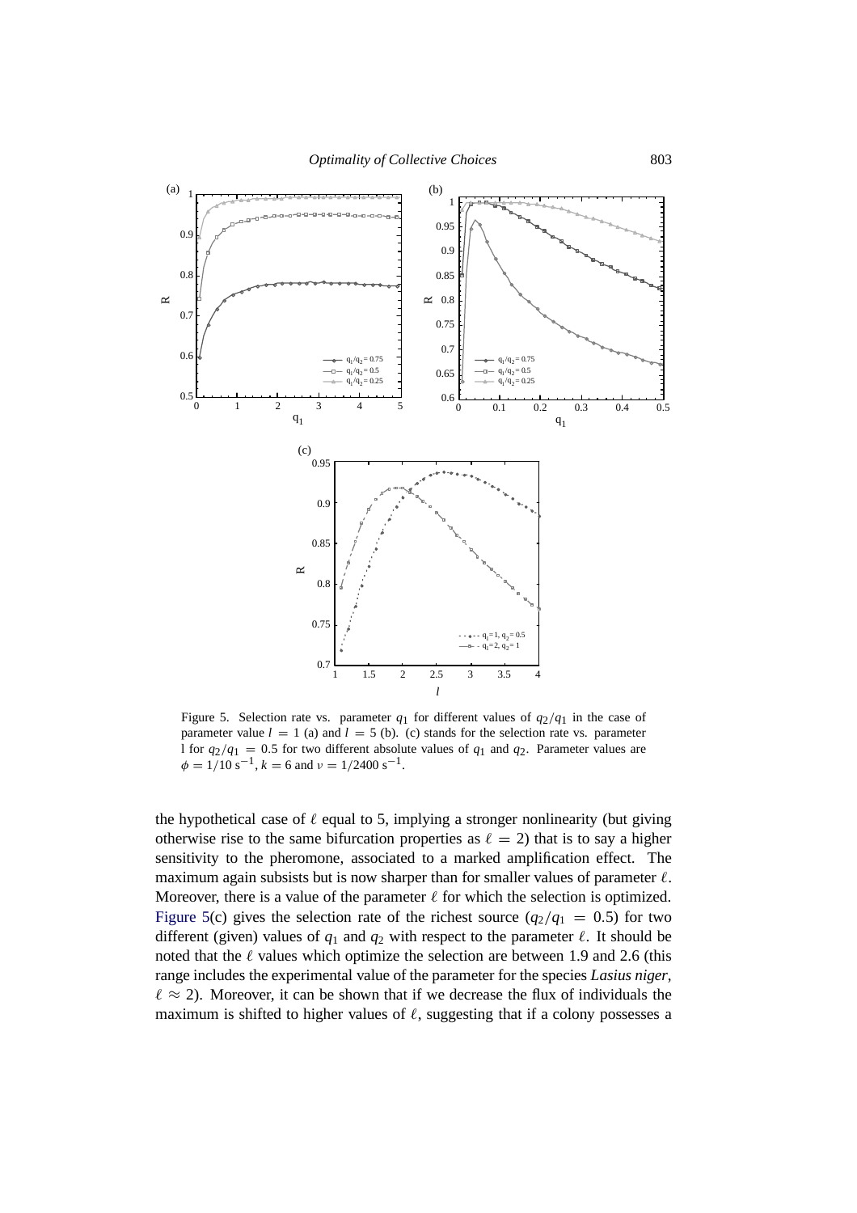Figure 5. Selection rate vs. parameter $q_1$ for different values of $q_2/q_1$ in the case of parameter value $l = 1$ (a) and $l = 5$ (b). (c) stands for the selection rate vs. parameter l for $q_2/q_1 = 0.5$ for two different absolute values of $q_1$ and $q_2$. Parameter values are $\phi = 1/10\ \text{s}^{-1}$, $k = 6$ and $\nu = 1/2400\ \text{s}^{-1}$.

the hypothetical case of $\ell$ equal to 5, implying a stronger nonlinearity (but giving otherwise rise to the same bifurcation properties as $\ell = 2$) that is to say a higher sensitivity to the pheromone, associated to a marked amplification effect. The maximum again subsists but is now sharper than for smaller values of parameter $\ell$. Moreover, there is a value of the parameter $\ell$ for which the selection is optimized. Figure 5(c) gives the selection rate of the richest source ($q_2/q_1 = 0.5$) for two different (given) values of $q_1$ and $q_2$ with respect to the parameter $\ell$. It should be noted that the $\ell$ values which optimize the selection are between 1.9 and 2.6 (this range includes the experimental value of the parameter for the species *Lasius niger*, $\ell \approx 2$). Moreover, it can be shown that if we decrease the flux of individuals the maximum is shifted to higher values of $\ell$, suggesting that if a colony possesses a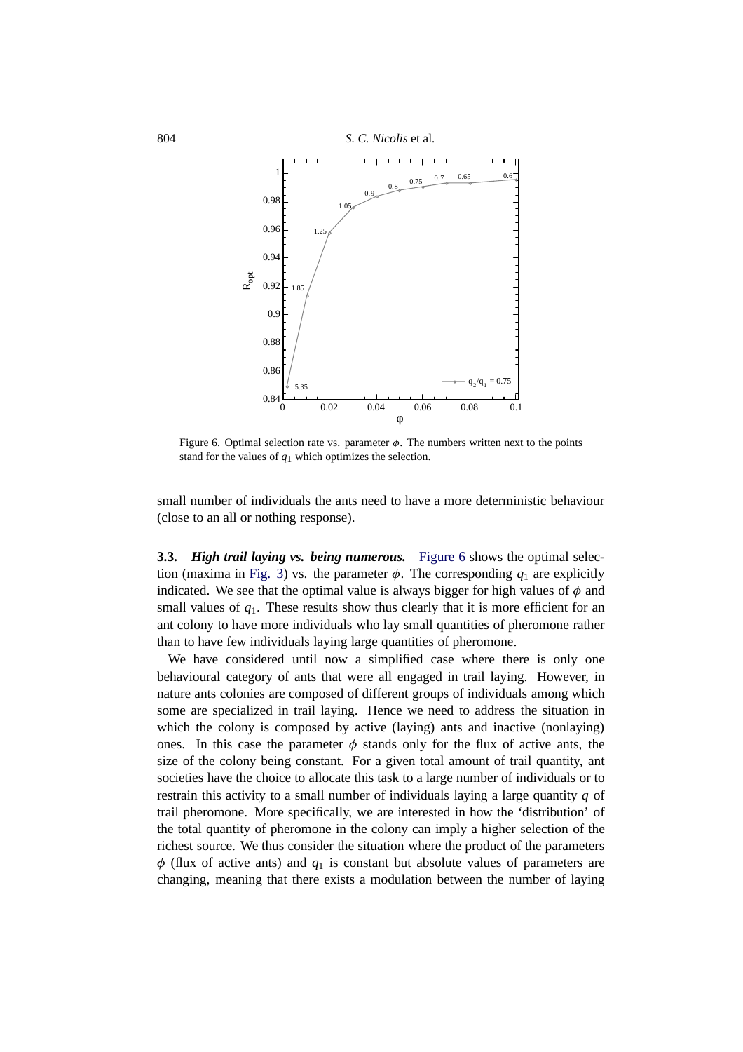Figure 6. Optimal selection rate vs. parameter $\phi$. The numbers written next to the points stand for the values of $q_1$ which optimizes the selection.

small number of individuals the ants need to have a more deterministic behaviour (close to an all or nothing response).

**3.3.** ***High trail laying vs. being numerous.*** Figure 6 shows the optimal selection (maxima in Fig. 3) vs. the parameter $\phi$. The corresponding $q_1$ are explicitly indicated. We see that the optimal value is always bigger for high values of $\phi$ and small values of $q_1$. These results show thus clearly that it is more efficient for an ant colony to have more individuals who lay small quantities of pheromone rather than to have few individuals laying large quantities of pheromone.

We have considered until now a simplified case where there is only one behavioural category of ants that were all engaged in trail laying. However, in nature ants colonies are composed of different groups of individuals among which some are specialized in trail laying. Hence we need to address the situation in which the colony is composed by active (laying) ants and inactive (nonlaying) ones. In this case the parameter $\phi$ stands only for the flux of active ants, the size of the colony being constant. For a given total amount of trail quantity, ant societies have the choice to allocate this task to a large number of individuals or to restrain this activity to a small number of individuals laying a large quantity $q$ of trail pheromone. More specifically, we are interested in how the 'distribution' of the total quantity of pheromone in the colony can imply a higher selection of the richest source. We thus consider the situation where the product of the parameters $\phi$ (flux of active ants) and $q_1$ is constant but absolute values of parameters are changing, meaning that there exists a modulation between the number of laying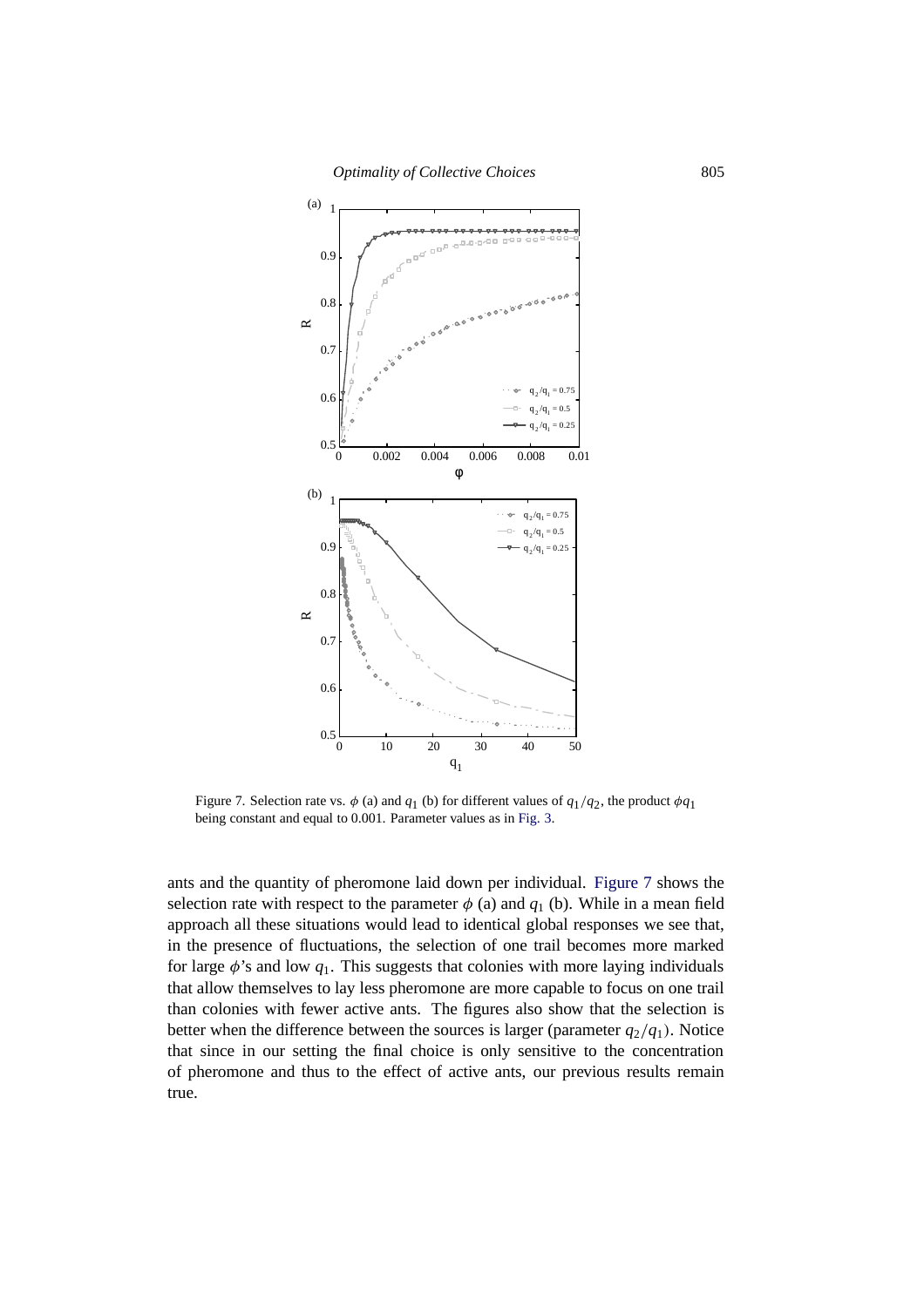Figure 7. Selection rate vs. $\phi$ (a) and $q_1$ (b) for different values of $q_1/q_2$, the product $\phi q_1$ being constant and equal to 0.001. Parameter values as in Fig. 3.

ants and the quantity of pheromone laid down per individual. Figure 7 shows the selection rate with respect to the parameter $\phi$ (a) and $q_1$ (b). While in a mean field approach all these situations would lead to identical global responses we see that, in the presence of fluctuations, the selection of one trail becomes more marked for large $\phi$'s and low $q_1$. This suggests that colonies with more laying individuals that allow themselves to lay less pheromone are more capable to focus on one trail than colonies with fewer active ants. The figures also show that the selection is better when the difference between the sources is larger (parameter $q_2/q_1$). Notice that since in our setting the final choice is only sensitive to the concentration of pheromone and thus to the effect of active ants, our previous results remain true.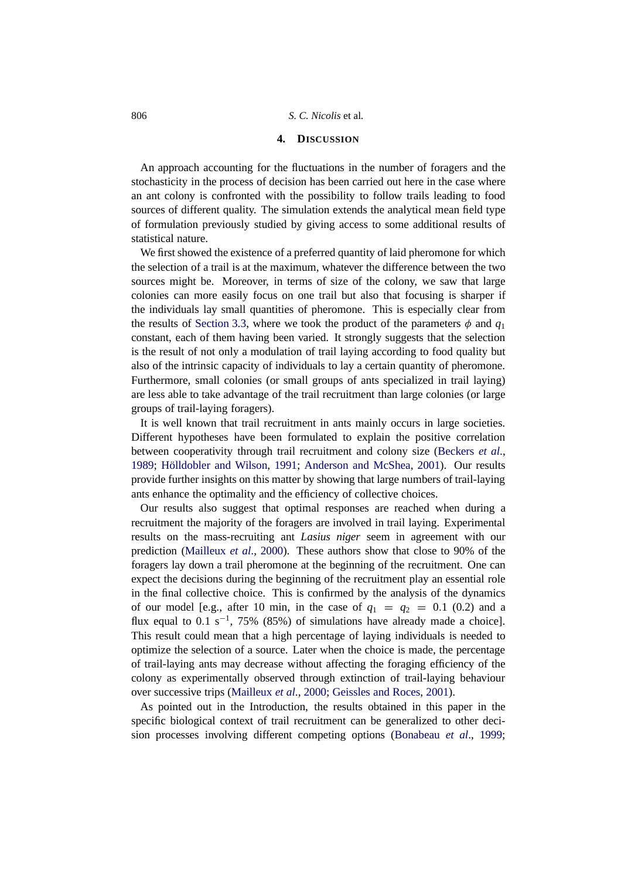## 4. Discussion

An approach accounting for the fluctuations in the number of foragers and the stochasticity in the process of decision has been carried out here in the case where an ant colony is confronted with the possibility to follow trails leading to food sources of different quality. The simulation extends the analytical mean field type of formulation previously studied by giving access to some additional results of statistical nature.

We first showed the existence of a preferred quantity of laid pheromone for which the selection of a trail is at the maximum, whatever the difference between the two sources might be. Moreover, in terms of size of the colony, we saw that large colonies can more easily focus on one trail but also that focusing is sharper if the individuals lay small quantities of pheromone. This is especially clear from the results of Section 3.3, where we took the product of the parameters $\phi$ and $q_1$ constant, each of them having been varied. It strongly suggests that the selection is the result of not only a modulation of trail laying according to food quality but also of the intrinsic capacity of individuals to lay a certain quantity of pheromone. Furthermore, small colonies (or small groups of ants specialized in trail laying) are less able to take advantage of the trail recruitment than large colonies (or large groups of trail-laying foragers).

It is well known that trail recruitment in ants mainly occurs in large societies. Different hypotheses have been formulated to explain the positive correlation between cooperativity through trail recruitment and colony size (Beckers *et al.*, 1989; Hölldobler and Wilson, 1991; Anderson and McShea, 2001). Our results provide further insights on this matter by showing that large numbers of trail-laying ants enhance the optimality and the efficiency of collective choices.

Our results also suggest that optimal responses are reached when during a recruitment the majority of the foragers are involved in trail laying. Experimental results on the mass-recruiting ant *Lasius niger* seem in agreement with our prediction (Mailleux *et al.*, 2000). These authors show that close to 90% of the foragers lay down a trail pheromone at the beginning of the recruitment. One can expect the decisions during the beginning of the recruitment play an essential role in the final collective choice. This is confirmed by the analysis of the dynamics of our model [e.g., after 10 min, in the case of $q_1 = q_2 = 0.1$ (0.2) and a flux equal to 0.1 $s^{-1}$, 75% (85%) of simulations have already made a choice]. This result could mean that a high percentage of laying individuals is needed to optimize the selection of a source. Later when the choice is made, the percentage of trail-laying ants may decrease without affecting the foraging efficiency of the colony as experimentally observed through extinction of trail-laying behaviour over successive trips (Mailleux *et al.*, 2000; Geissles and Roces, 2001).

As pointed out in the Introduction, the results obtained in this paper in the specific biological context of trail recruitment can be generalized to other decision processes involving different competing options (Bonabeau *et al.*, 1999;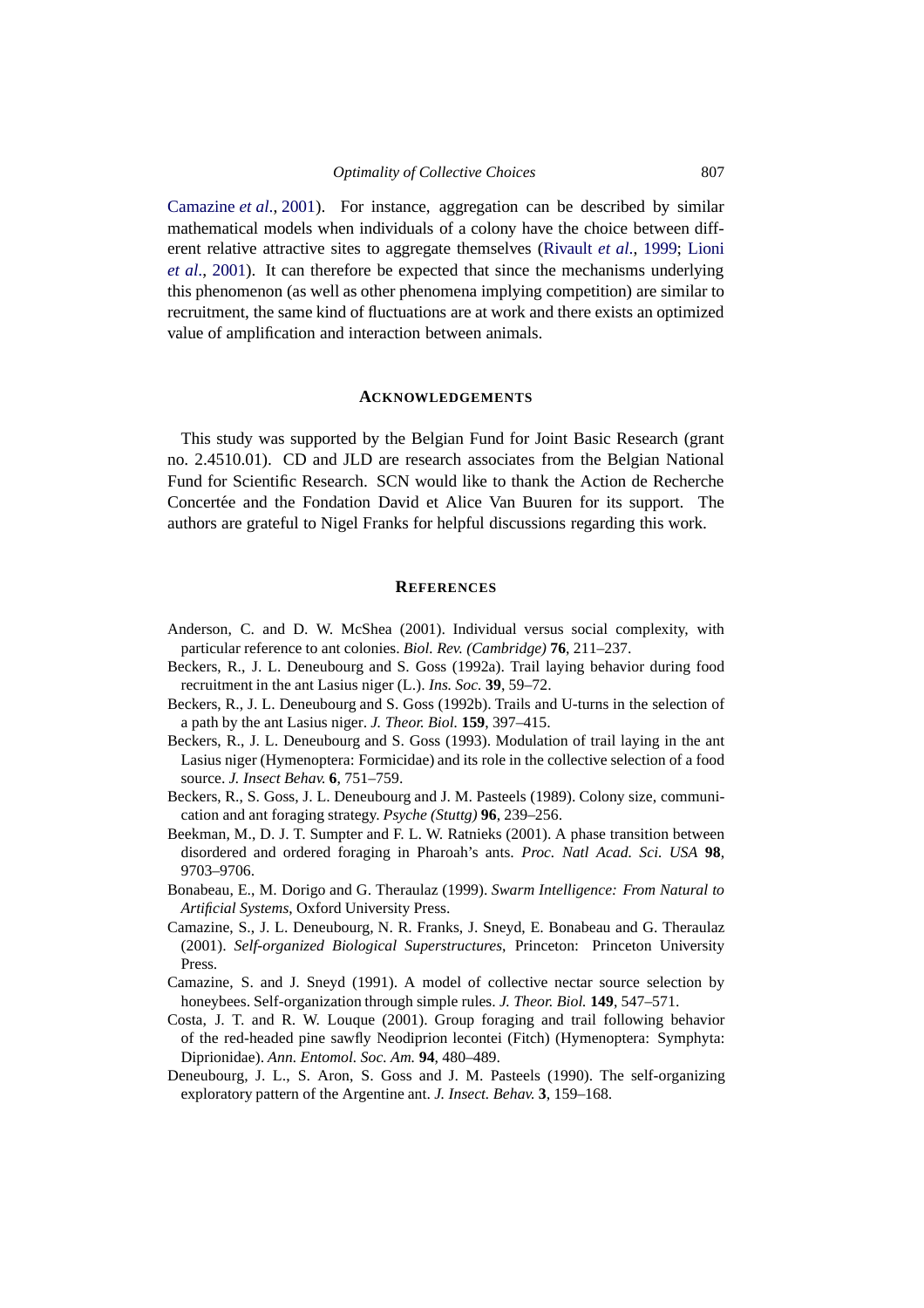Camazine *et al.*, 2001). For instance, aggregation can be described by similar mathematical models when individuals of a colony have the choice between different relative attractive sites to aggregate themselves (Rivault *et al.*, 1999; Lioni *et al.*, 2001). It can therefore be expected that since the mechanisms underlying this phenomenon (as well as other phenomena implying competition) are similar to recruitment, the same kind of fluctuations are at work and there exists an optimized value of amplification and interaction between animals.

## ACKNOWLEDGEMENTS

This study was supported by the Belgian Fund for Joint Basic Research (grant no. 2.4510.01). CD and JLD are research associates from the Belgian National Fund for Scientific Research. SCN would like to thank the Action de Recherche Concertée and the Fondation David et Alice Van Buuren for its support. The authors are grateful to Nigel Franks for helpful discussions regarding this work.

## REFERENCES

Anderson, C. and D. W. McShea (2001). Individual versus social complexity, with particular reference to ant colonies. *Biol. Rev. (Cambridge)* **76**, 211–237.

Beckers, R., J. L. Deneubourg and S. Goss (1992a). Trail laying behavior during food recruitment in the ant Lasius niger (L.). *Ins. Soc.* **39**, 59–72.

Beckers, R., J. L. Deneubourg and S. Goss (1992b). Trails and U-turns in the selection of a path by the ant Lasius niger. *J. Theor. Biol.* **159**, 397–415.

Beckers, R., J. L. Deneubourg and S. Goss (1993). Modulation of trail laying in the ant Lasius niger (Hymenoptera: Formicidae) and its role in the collective selection of a food source. *J. Insect Behav.* **6**, 751–759.

Beckers, R., S. Goss, J. L. Deneubourg and J. M. Pasteels (1989). Colony size, communication and ant foraging strategy. *Psyche (Stuttg)* **96**, 239–256.

Beekman, M., D. J. T. Sumpter and F. L. W. Ratnieks (2001). A phase transition between disordered and ordered foraging in Pharoah's ants. *Proc. Natl Acad. Sci. USA* **98**, 9703–9706.

Bonabeau, E., M. Dorigo and G. Theraulaz (1999). *Swarm Intelligence: From Natural to Artificial Systems*, Oxford University Press.

Camazine, S., J. L. Deneubourg, N. R. Franks, J. Sneyd, E. Bonabeau and G. Theraulaz (2001). *Self-organized Biological Superstructures*, Princeton: Princeton University Press.

Camazine, S. and J. Sneyd (1991). A model of collective nectar source selection by honeybees. Self-organization through simple rules. *J. Theor. Biol.* **149**, 547–571.

Costa, J. T. and R. W. Louque (2001). Group foraging and trail following behavior of the red-headed pine sawfly Neodiprion lecontei (Fitch) (Hymenoptera: Symphyta: Diprionidae). *Ann. Entomol. Soc. Am.* **94**, 480–489.

Deneubourg, J. L., S. Aron, S. Goss and J. M. Pasteels (1990). The self-organizing exploratory pattern of the Argentine ant. *J. Insect. Behav.* **3**, 159–168.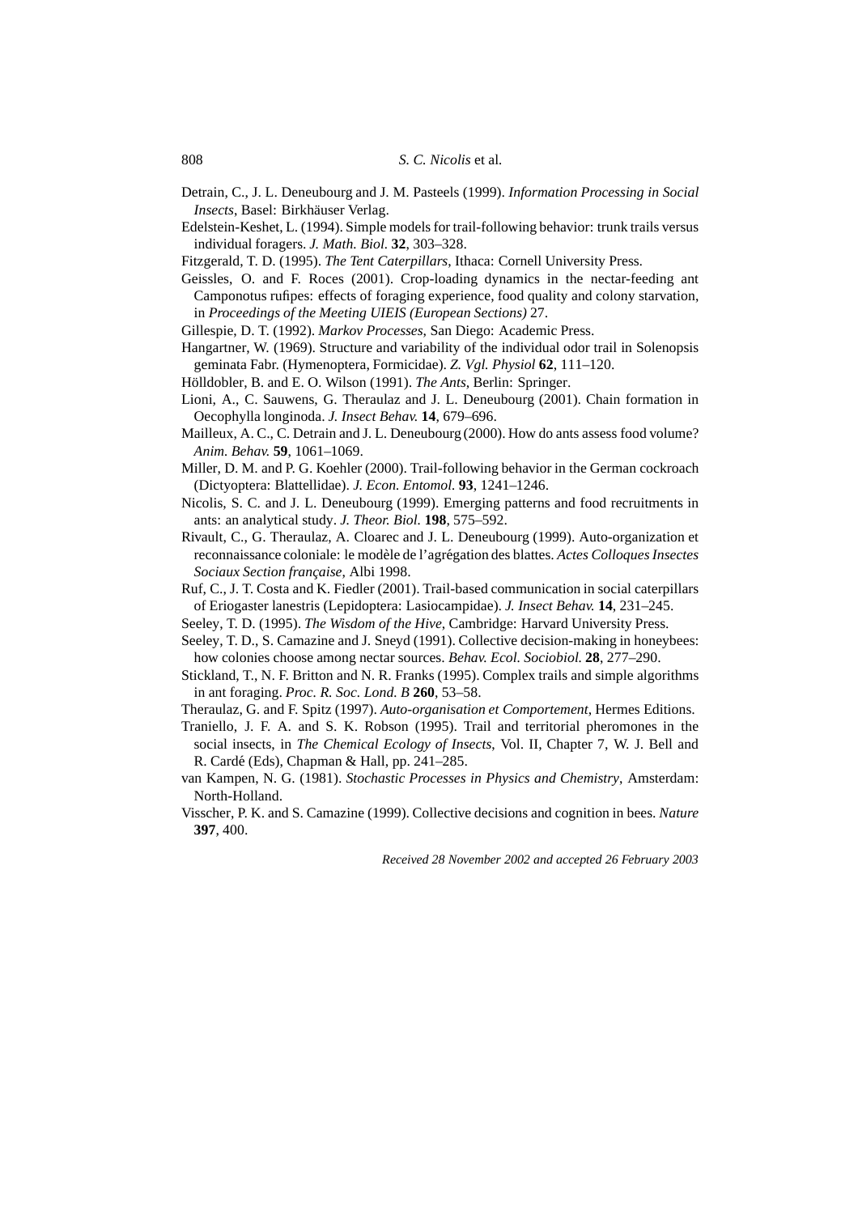Detrain, C., J. L. Deneubourg and J. M. Pasteels (1999). *Information Processing in Social Insects*, Basel: Birkhäuser Verlag.

Edelstein-Keshet, L. (1994). Simple models for trail-following behavior: trunk trails versus individual foragers. *J. Math. Biol.* **32**, 303–328.

Fitzgerald, T. D. (1995). *The Tent Caterpillars*, Ithaca: Cornell University Press.

Geissles, O. and F. Roces (2001). Crop-loading dynamics in the nectar-feeding ant Camponotus rufipes: effects of foraging experience, food quality and colony starvation, in *Proceedings of the Meeting UIEIS (European Sections)* 27.

Gillespie, D. T. (1992). *Markov Processes*, San Diego: Academic Press.

Hangartner, W. (1969). Structure and variability of the individual odor trail in Solenopsis geminata Fabr. (Hymenoptera, Formicidae). *Z. Vgl. Physiol* **62**, 111–120.

Hölldobler, B. and E. O. Wilson (1991). *The Ants*, Berlin: Springer.

Lioni, A., C. Sauwens, G. Theraulaz and J. L. Deneubourg (2001). Chain formation in Oecophylla longinoda. *J. Insect Behav.* **14**, 679–696.

Mailleux, A. C., C. Detrain and J. L. Deneubourg (2000). How do ants assess food volume? *Anim. Behav.* **59**, 1061–1069.

Miller, D. M. and P. G. Koehler (2000). Trail-following behavior in the German cockroach (Dictyoptera: Blattellidae). *J. Econ. Entomol.* **93**, 1241–1246.

Nicolis, S. C. and J. L. Deneubourg (1999). Emerging patterns and food recruitments in ants: an analytical study. *J. Theor. Biol.* **198**, 575–592.

Rivault, C., G. Theraulaz, A. Cloarec and J. L. Deneubourg (1999). Auto-organization et reconnaissance coloniale: le modèle de l'agrégation des blattes. *Actes Colloques Insectes Sociaux Section française*, Albi 1998.

Ruf, C., J. T. Costa and K. Fiedler (2001). Trail-based communication in social caterpillars of Eriogaster lanestris (Lepidoptera: Lasiocampidae). *J. Insect Behav.* **14**, 231–245.

Seeley, T. D. (1995). *The Wisdom of the Hive*, Cambridge: Harvard University Press.

Seeley, T. D., S. Camazine and J. Sneyd (1991). Collective decision-making in honeybees: how colonies choose among nectar sources. *Behav. Ecol. Sociobiol.* **28**, 277–290.

Stickland, T., N. F. Britton and N. R. Franks (1995). Complex trails and simple algorithms in ant foraging. *Proc. R. Soc. Lond. B* **260**, 53–58.

Theraulaz, G. and F. Spitz (1997). *Auto-organisation et Comportement*, Hermes Editions.

Traniello, J. F. A. and S. K. Robson (1995). Trail and territorial pheromones in the social insects, in *The Chemical Ecology of Insects*, Vol. II, Chapter 7, W. J. Bell and R. Cardé (Eds), Chapman & Hall, pp. 241–285.

van Kampen, N. G. (1981). *Stochastic Processes in Physics and Chemistry*, Amsterdam: North-Holland.

Visscher, P. K. and S. Camazine (1999). Collective decisions and cognition in bees. *Nature* **397**, 400.

*Received 28 November 2002 and accepted 26 February 2003*